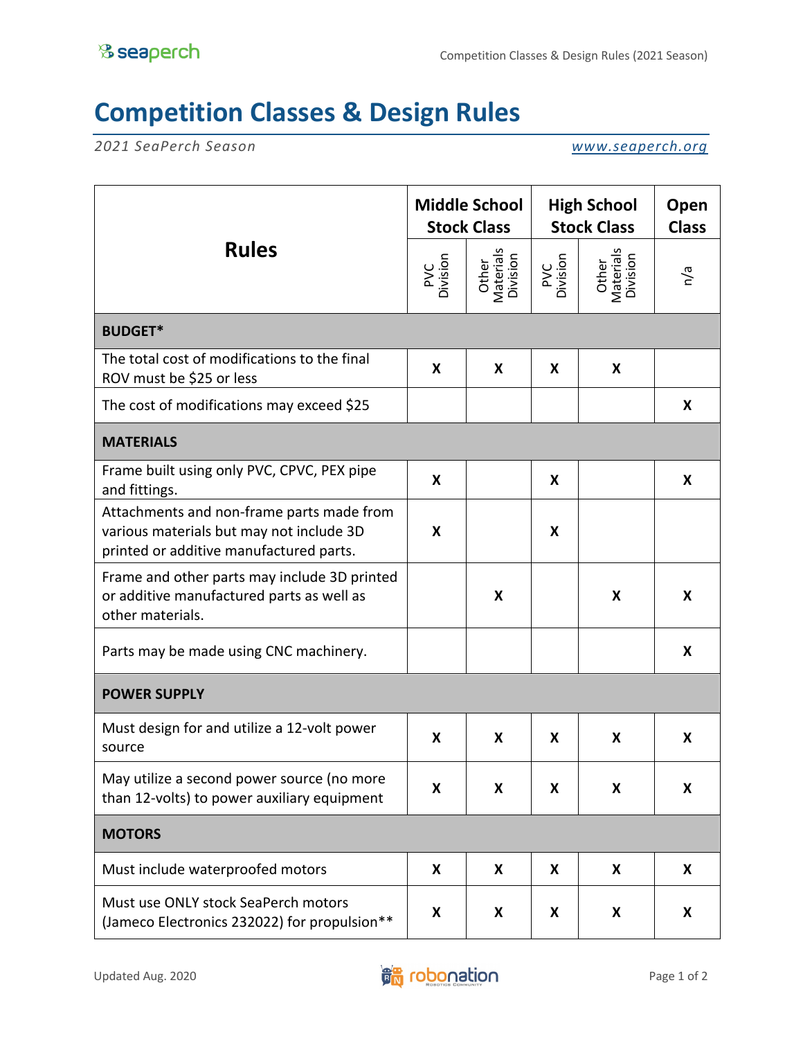# Competition Classes & Design Rules

*2021 SeaPerch Season* *www.seaperch.org*

| Rules | Middle School Stock Class | | High School Stock Class | | Open Class |
|---|---|---|---|---|---|
| | PVC Division | Other Materials Division | PVC Division | Other Materials Division | n/a |
| **BUDGET*** | | | | | |
| The total cost of modifications to the final ROV must be $25 or less | **X** | **X** | **X** | **X** | |
| The cost of modifications may exceed $25 | | | | | **X** |
| **MATERIALS** | | | | | |
| Frame built using only PVC, CPVC, PEX pipe and fittings. | **X** | | **X** | | **X** |
| Attachments and non-frame parts made from various materials but may not include 3D printed or additive manufactured parts. | **X** | | **X** | | |
| Frame and other parts may include 3D printed or additive manufactured parts as well as other materials. | | **X** | | **X** | **X** |
| Parts may be made using CNC machinery. | | | | | **X** |
| **POWER SUPPLY** | | | | | |
| Must design for and utilize a 12-volt power source | **X** | **X** | **X** | **X** | **X** |
| May utilize a second power source (no more than 12-volts) to power auxiliary equipment | **X** | **X** | **X** | **X** | **X** |
| **MOTORS** | | | | | |
| Must include waterproofed motors | **X** | **X** | **X** | **X** | **X** |
| Must use ONLY stock SeaPerch motors (Jameco Electronics 232022) for propulsion** | **X** | **X** | **X** | **X** | **X** |

Updated Aug. 2020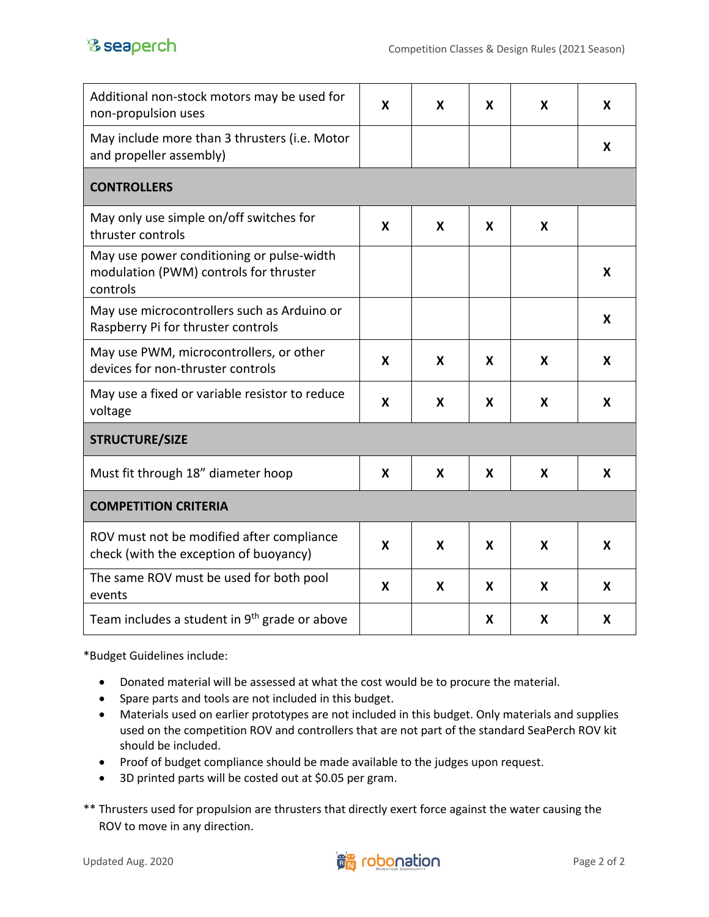| | | | | | |
|---|---|---|---|---|---|
| Additional non-stock motors may be used for non-propulsion uses | X | X | X | X | X |
| May include more than 3 thrusters (i.e. Motor and propeller assembly) | | | | | X |
| **CONTROLLERS** | | | | | |
| May only use simple on/off switches for thruster controls | X | X | X | X | |
| May use power conditioning or pulse-width modulation (PWM) controls for thruster controls | | | | | X |
| May use microcontrollers such as Arduino or Raspberry Pi for thruster controls | | | | | X |
| May use PWM, microcontrollers, or other devices for non-thruster controls | X | X | X | X | X |
| May use a fixed or variable resistor to reduce voltage | X | X | X | X | X |
| **STRUCTURE/SIZE** | | | | | |
| Must fit through 18" diameter hoop | X | X | X | X | X |
| **COMPETITION CRITERIA** | | | | | |
| ROV must not be modified after compliance check (with the exception of buoyancy) | X | X | X | X | X |
| The same ROV must be used for both pool events | X | X | X | X | X |
| Team includes a student in 9th grade or above | | | X | X | X |

*Budget Guidelines include:

- Donated material will be assessed at what the cost would be to procure the material.
- Spare parts and tools are not included in this budget.
- Materials used on earlier prototypes are not included in this budget. Only materials and supplies used on the competition ROV and controllers that are not part of the standard SeaPerch ROV kit should be included.
- Proof of budget compliance should be made available to the judges upon request.
- 3D printed parts will be costed out at $0.05 per gram.

** Thrusters used for propulsion are thrusters that directly exert force against the water causing the ROV to move in any direction.